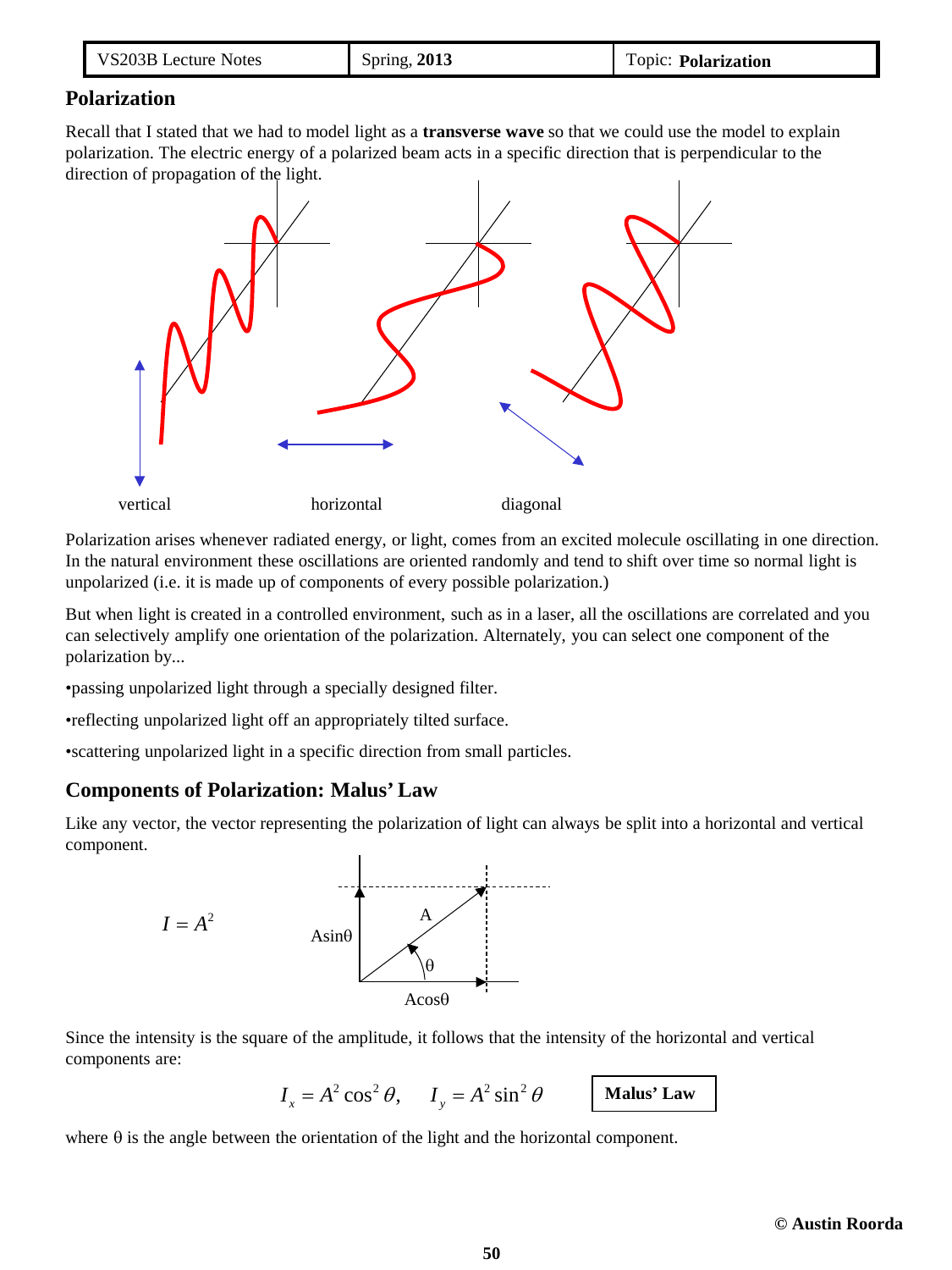## Polarization

Recall that I stated that we had to model light as a **transverse wave** so that we could use the model to explain polarization. The electric energy of a polarized beam acts in a specific direction that is perpendicular to the direction of propagation of the light.

vertical horizontal diagonal

Polarization arises whenever radiated energy, or light, comes from an excited molecule oscillating in one direction. In the natural environment these oscillations are oriented randomly and tend to shift over time so normal light is unpolarized (i.e. it is made up of components of every possible polarization.)

But when light is created in a controlled environment, such as in a laser, all the oscillations are correlated and you can selectively amplify one orientation of the polarization. Alternately, you can select one component of the polarization by...

•passing unpolarized light through a specially designed filter.

•reflecting unpolarized light off an appropriately tilted surface.

•scattering unpolarized light in a specific direction from small particles.

## Components of Polarization: Malus' Law

Like any vector, the vector representing the polarization of light can always be split into a horizontal and vertical component.

$$I = A^2$$

A, Asinθ, θ, Acosθ

Since the intensity is the square of the amplitude, it follows that the intensity of the horizontal and vertical components are:

$$I_x = A^2 \cos^2 \theta, \quad I_y = A^2 \sin^2 \theta$$

**Malus' Law**

where θ is the angle between the orientation of the light and the horizontal component.

© Austin Roorda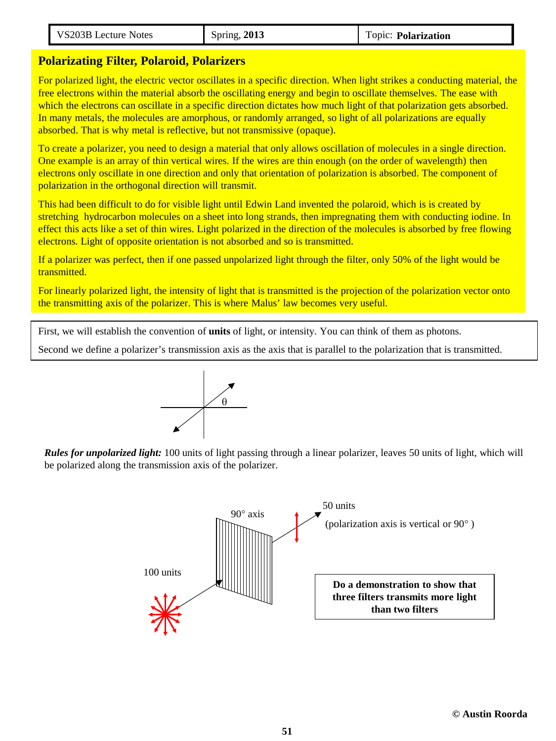## Polarizating Filter, Polaroid, Polarizers

For polarized light, the electric vector oscillates in a specific direction. When light strikes a conducting material, the free electrons within the material absorb the oscillating energy and begin to oscillate themselves. The ease with which the electrons can oscillate in a specific direction dictates how much light of that polarization gets absorbed. In many metals, the molecules are amorphous, or randomly arranged, so light of all polarizations are equally absorbed. That is why metal is reflective, but not transmissive (opaque).

To create a polarizer, you need to design a material that only allows oscillation of molecules in a single direction. One example is an array of thin vertical wires. If the wires are thin enough (on the order of wavelength) then electrons only oscillate in one direction and only that orientation of polarization is absorbed. The component of polarization in the orthogonal direction will transmit.

This had been difficult to do for visible light until Edwin Land invented the polaroid, which is is created by stretching  hydrocarbon molecules on a sheet into long strands, then impregnating them with conducting iodine. In effect this acts like a set of thin wires. Light polarized in the direction of the molecules is absorbed by free flowing electrons. Light of opposite orientation is not absorbed and so is transmitted.

If a polarizer was perfect, then if one passed unpolarized light through the filter, only 50% of the light would be transmitted.

For linearly polarized light, the intensity of light that is transmitted is the projection of the polarization vector onto the transmitting axis of the polarizer. This is where Malus' law becomes very useful.

First, we will establish the convention of **units** of light, or intensity. You can think of them as photons.

Second we define a polarizer's transmission axis as the axis that is parallel to the polarization that is transmitted.

$\theta$

***Rules for unpolarized light:*** 100 units of light passing through a linear polarizer, leaves 50 units of light, which will be polarized along the transmission axis of the polarizer.

100 units

90° axis

50 units

(polarization axis is vertical or 90° )

**Do a demonstration to show that three filters transmits more light than two filters**

© Austin Roorda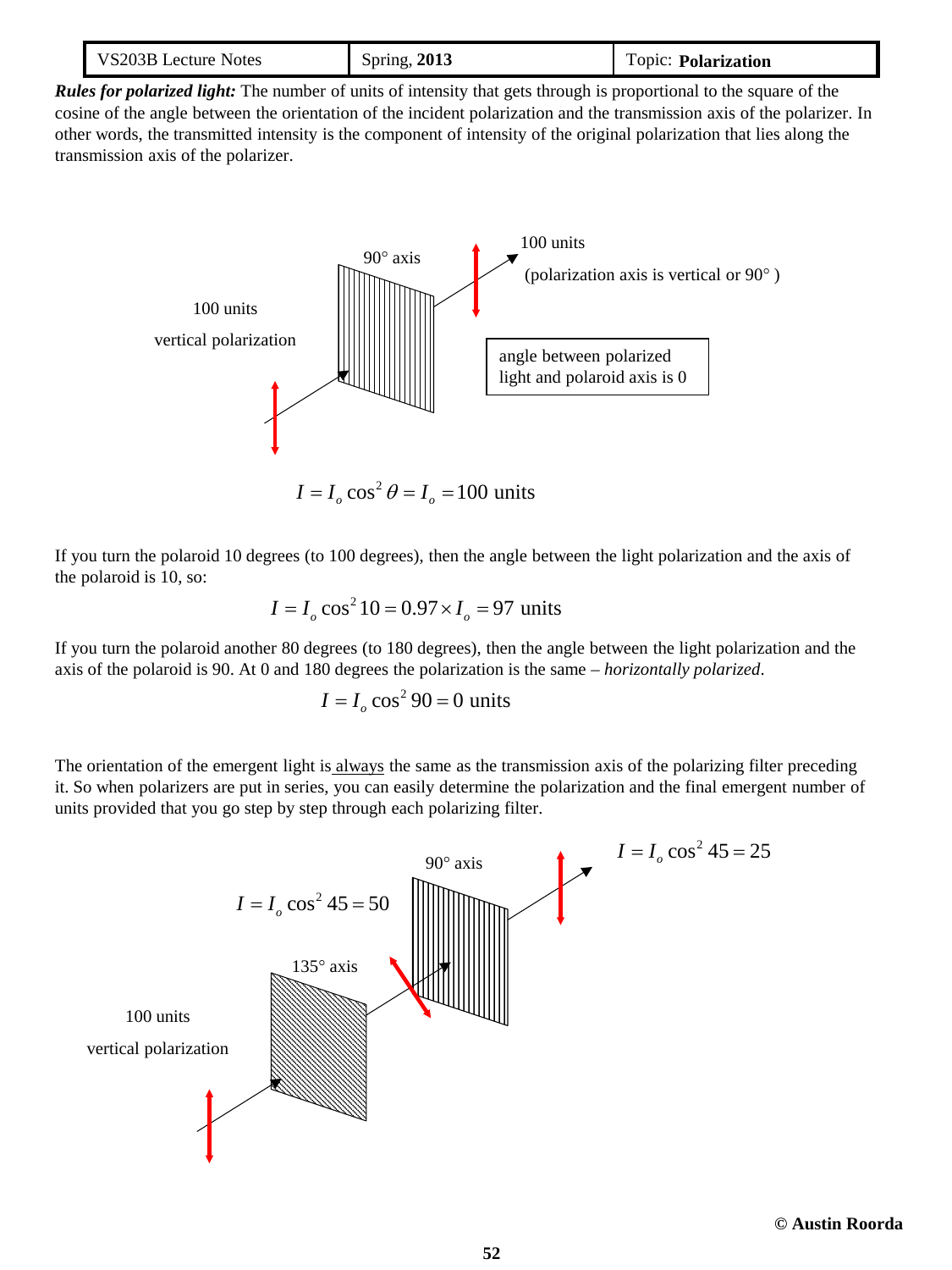***Rules for polarized light:*** The number of units of intensity that gets through is proportional to the square of the cosine of the angle between the orientation of the incident polarization and the transmission axis of the polarizer. In other words, the transmitted intensity is the component of intensity of the original polarization that lies along the transmission axis of the polarizer.

90° axis

100 units

(polarization axis is vertical or 90° )

100 units

vertical polarization

angle between polarized light and polaroid axis is 0

$$I = I_o \cos^2 \theta = I_o = 100 \text{ units}$$

If you turn the polaroid 10 degrees (to 100 degrees), then the angle between the light polarization and the axis of the polaroid is 10, so:

$$I = I_o \cos^2 10 = 0.97 \times I_o = 97 \text{ units}$$

If you turn the polaroid another 80 degrees (to 180 degrees), then the angle between the light polarization and the axis of the polaroid is 90. At 0 and 180 degrees the polarization is the same – *horizontally polarized*.

$$I = I_o \cos^2 90 = 0 \text{ units}$$

The orientation of the emergent light is always the same as the transmission axis of the polarizing filter preceding it. So when polarizers are put in series, you can easily determine the polarization and the final emergent number of units provided that you go step by step through each polarizing filter.

90° axis

$$I = I_o \cos^2 45 = 25$$

$$I = I_o \cos^2 45 = 50$$

135° axis

100 units

vertical polarization

© Austin Roorda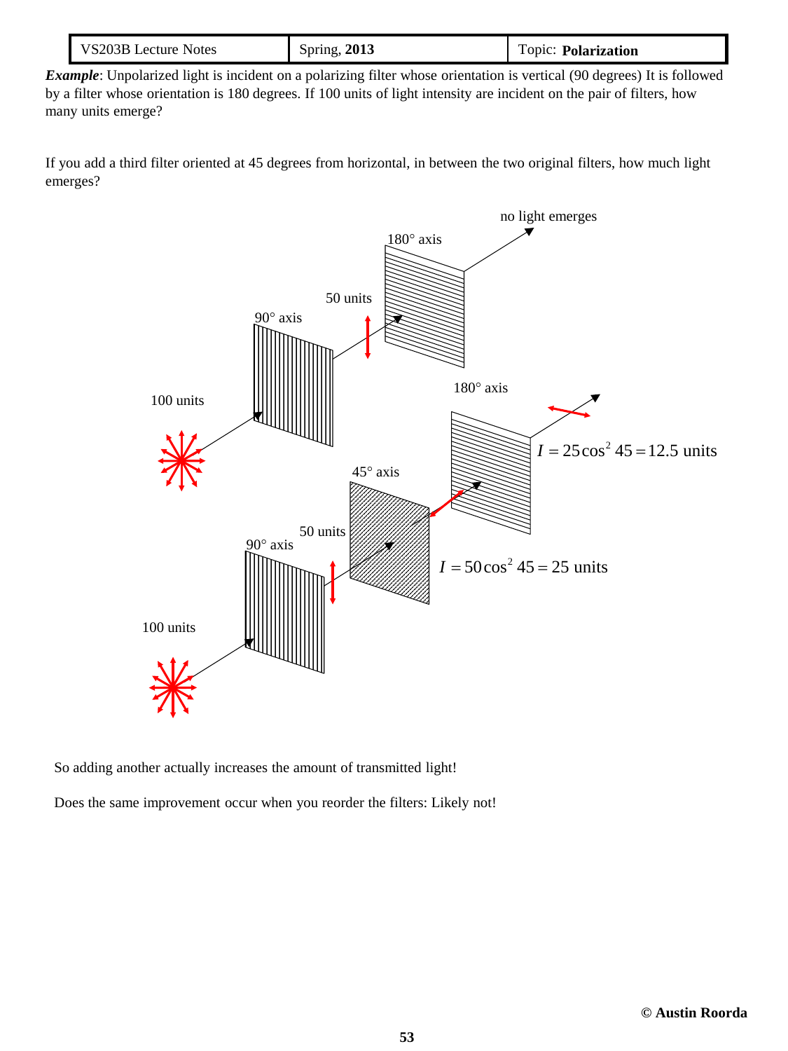***Example***: Unpolarized light is incident on a polarizing filter whose orientation is vertical (90 degrees) It is followed by a filter whose orientation is 180 degrees. If 100 units of light intensity are incident on the pair of filters, how many units emerge?

If you add a third filter oriented at 45 degrees from horizontal, in between the two original filters, how much light emerges?

no light emerges

180° axis

50 units

90° axis

100 units

180° axis

$I = 25\cos^2 45 = 12.5$ units

45° axis

50 units

90° axis

$I = 50\cos^2 45 = 25$ units

100 units

So adding another actually increases the amount of transmitted light!

Does the same improvement occur when you reorder the filters: Likely not!

© **Austin Roorda**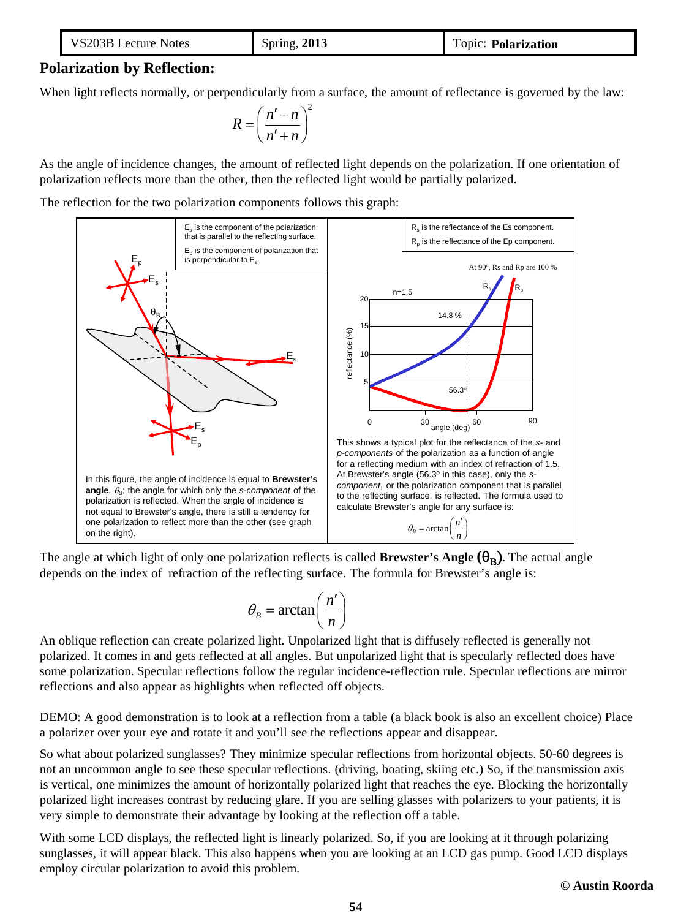## Polarization by Reflection:

When light reflects normally, or perpendicularly from a surface, the amount of reflectance is governed by the law:

$$R = \left(\frac{n' - n}{n' + n}\right)^2$$

As the angle of incidence changes, the amount of reflected light depends on the polarization. If one orientation of polarization reflects more than the other, then the reflected light would be partially polarized.

The reflection for the two polarization components follows this graph:

$E_s$ is the component of the polarization that is parallel to the reflecting surface.

$E_p$ is the component of polarization that is perpendicular to $E_s$.

$R_s$ is the reflectance of the Es component.

$R_p$ is the reflectance of the Ep component.

In this figure, the angle of incidence is equal to **Brewster's angle**, $\theta_B$; the angle for which only the *s-component* of the polarization is reflected. When the angle of incidence is not equal to Brewster's angle, there is still a tendency for one polarization to reflect more than the other (see graph on the right).

This shows a typical plot for the reflectance of the *s-* and *p-components* of the polarization as a function of angle for a reflecting medium with an index of refraction of 1.5. At Brewster's angle (56.3º in this case), only the *s-component*, or the polarization component that is parallel to the reflecting surface, is reflected. The formula used to calculate Brewster's angle for any surface is:

$$\theta_B = \arctan\left(\frac{n'}{n}\right)$$

The angle at which light of only one polarization reflects is called **Brewster's Angle ($\theta_B$)**. The actual angle depends on the index of refraction of the reflecting surface. The formula for Brewster's angle is:

$$\theta_B = \arctan\left(\frac{n'}{n}\right)$$

An oblique reflection can create polarized light. Unpolarized light that is diffusely reflected is generally not polarized. It comes in and gets reflected at all angles. But unpolarized light that is specularly reflected does have some polarization. Specular reflections follow the regular incidence-reflection rule. Specular reflections are mirror reflections and also appear as highlights when reflected off objects.

DEMO: A good demonstration is to look at a reflection from a table (a black book is also an excellent choice) Place a polarizer over your eye and rotate it and you'll see the reflections appear and disappear.

So what about polarized sunglasses? They minimize specular reflections from horizontal objects. 50-60 degrees is not an uncommon angle to see these specular reflections. (driving, boating, skiing etc.) So, if the transmission axis is vertical, one minimizes the amount of horizontally polarized light that reaches the eye. Blocking the horizontally polarized light increases contrast by reducing glare. If you are selling glasses with polarizers to your patients, it is very simple to demonstrate their advantage by looking at the reflection off a table.

With some LCD displays, the reflected light is linearly polarized. So, if you are looking at it through polarizing sunglasses, it will appear black. This also happens when you are looking at an LCD gas pump. Good LCD displays employ circular polarization to avoid this problem.

**© Austin Roorda**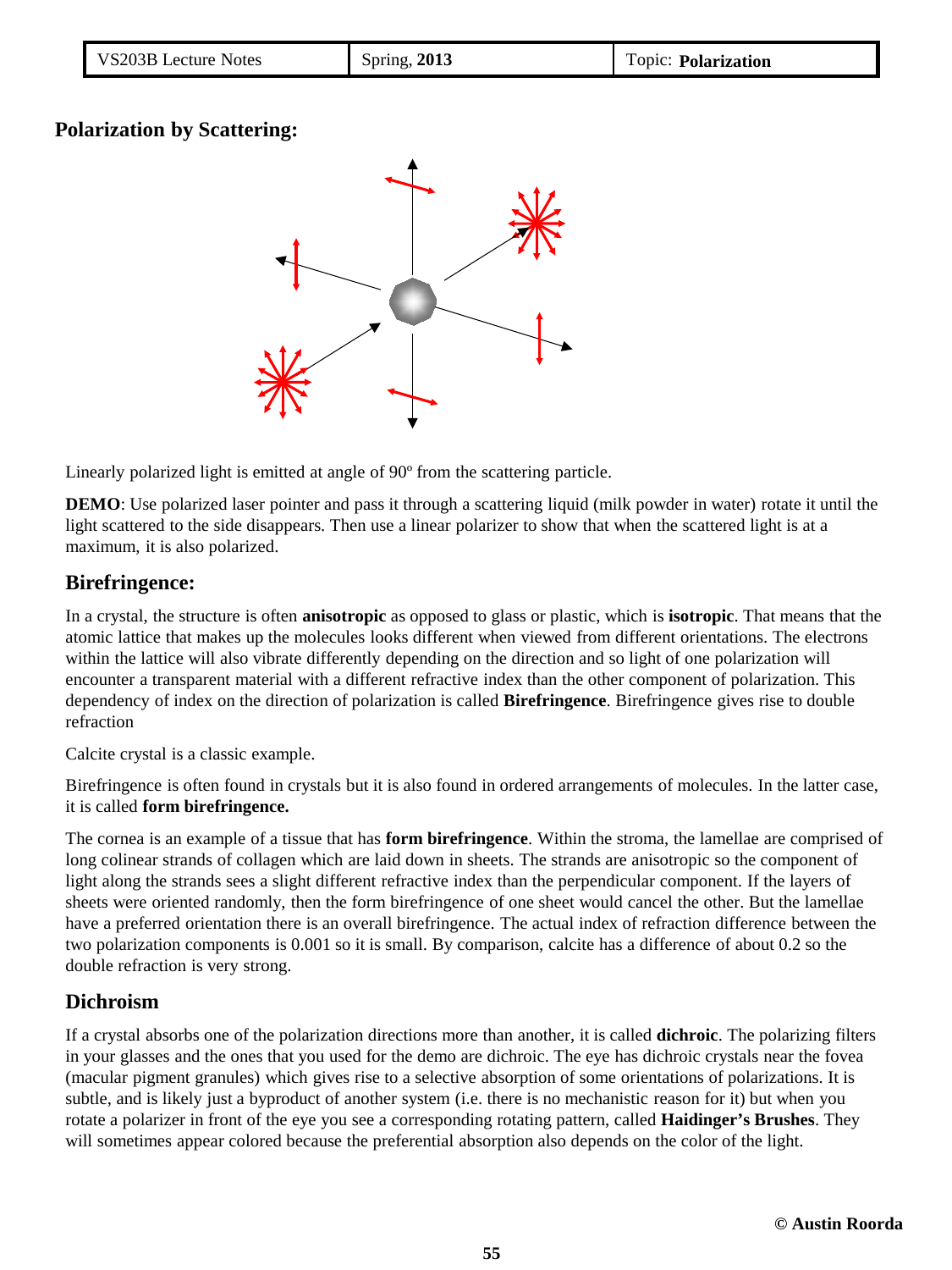## Polarization by Scattering:

Linearly polarized light is emitted at angle of 90º from the scattering particle.

**DEMO**: Use polarized laser pointer and pass it through a scattering liquid (milk powder in water) rotate it until the light scattered to the side disappears. Then use a linear polarizer to show that when the scattered light is at a maximum, it is also polarized.

## Birefringence:

In a crystal, the structure is often **anisotropic** as opposed to glass or plastic, which is **isotropic**. That means that the atomic lattice that makes up the molecules looks different when viewed from different orientations. The electrons within the lattice will also vibrate differently depending on the direction and so light of one polarization will encounter a transparent material with a different refractive index than the other component of polarization. This dependency of index on the direction of polarization is called **Birefringence**. Birefringence gives rise to double refraction

Calcite crystal is a classic example.

Birefringence is often found in crystals but it is also found in ordered arrangements of molecules. In the latter case, it is called **form birefringence.**

The cornea is an example of a tissue that has **form birefringence**. Within the stroma, the lamellae are comprised of long colinear strands of collagen which are laid down in sheets. The strands are anisotropic so the component of light along the strands sees a slight different refractive index than the perpendicular component. If the layers of sheets were oriented randomly, then the form birefringence of one sheet would cancel the other. But the lamellae have a preferred orientation there is an overall birefringence. The actual index of refraction difference between the two polarization components is 0.001 so it is small. By comparison, calcite has a difference of about 0.2 so the double refraction is very strong.

## Dichroism

If a crystal absorbs one of the polarization directions more than another, it is called **dichroic**. The polarizing filters in your glasses and the ones that you used for the demo are dichroic. The eye has dichroic crystals near the fovea (macular pigment granules) which gives rise to a selective absorption of some orientations of polarizations. It is subtle, and is likely just a byproduct of another system (i.e. there is no mechanistic reason for it) but when you rotate a polarizer in front of the eye you see a corresponding rotating pattern, called **Haidinger's Brushes**. They will sometimes appear colored because the preferential absorption also depends on the color of the light.

**© Austin Roorda**